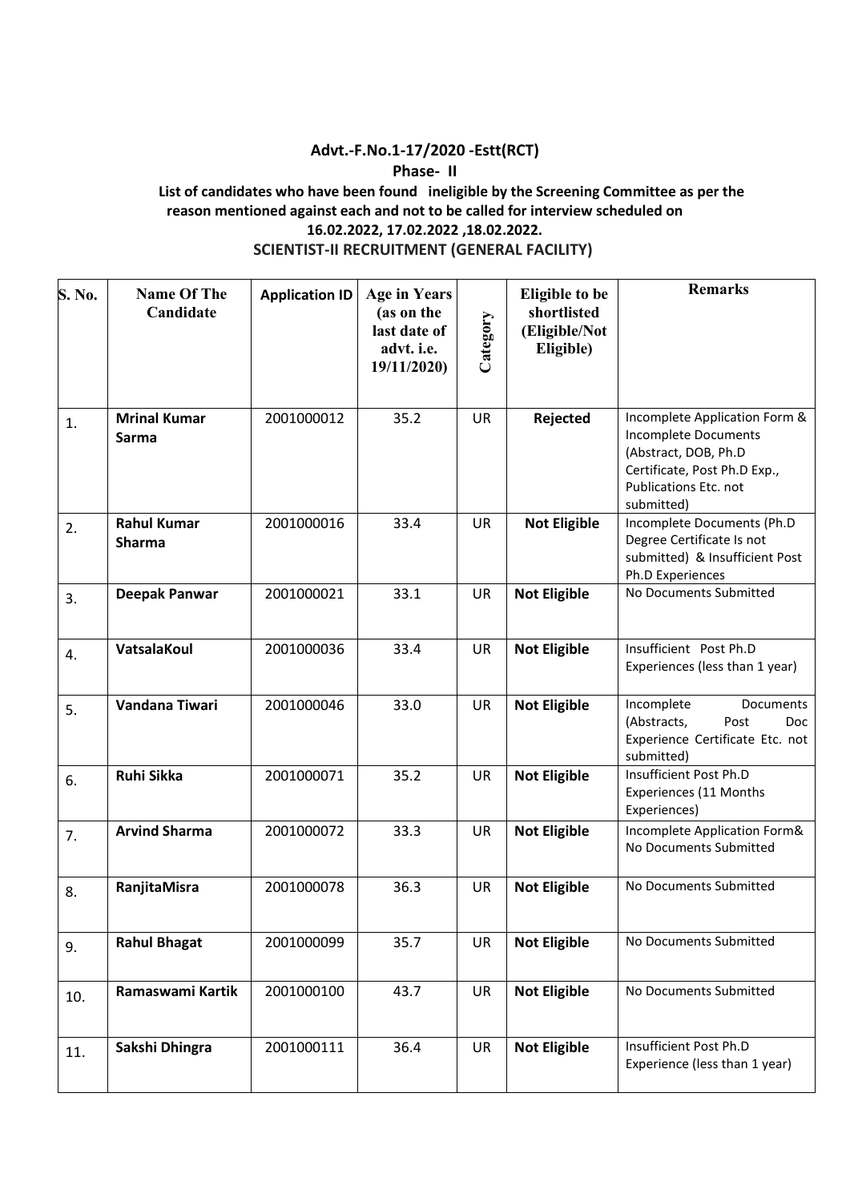**Advt.-F.No.1-17/2020 -Estt(RCT)**

**Phase- II**

**List of candidates who have been found ineligible by the Screening Committee as per the reason mentioned against each and not to be called for interview scheduled on 16.02.2022, 17.02.2022 ,18.02.2022.**

**SCIENTIST-II RECRUITMENT (GENERAL FACILITY)**

| S. No. | Name Of The Candidate | Application ID | Age in Years (as on the last date of advt. i.e. 19/11/2020) | Category | Eligible to be shortlisted (Eligible/Not Eligible) | Remarks |
|---|---|---|---|---|---|---|
| 1. | **Mrinal Kumar Sarma** | 2001000012 | 35.2 | UR | **Rejected** | Incomplete Application Form & Incomplete Documents (Abstract, DOB, Ph.D Certificate, Post Ph.D Exp., Publications Etc. not submitted) |
| 2. | **Rahul Kumar Sharma** | 2001000016 | 33.4 | UR | **Not Eligible** | Incomplete Documents (Ph.D Degree Certificate Is not submitted) & Insufficient Post Ph.D Experiences |
| 3. | **Deepak Panwar** | 2001000021 | 33.1 | UR | **Not Eligible** | No Documents Submitted |
| 4. | **VatsalaKoul** | 2001000036 | 33.4 | UR | **Not Eligible** | Insufficient Post Ph.D Experiences (less than 1 year) |
| 5. | **Vandana Tiwari** | 2001000046 | 33.0 | UR | **Not Eligible** | Incomplete Documents (Abstracts, Post Doc Experience Certificate Etc. not submitted) |
| 6. | **Ruhi Sikka** | 2001000071 | 35.2 | UR | **Not Eligible** | Insufficient Post Ph.D Experiences (11 Months Experiences) |
| 7. | **Arvind Sharma** | 2001000072 | 33.3 | UR | **Not Eligible** | Incomplete Application Form& No Documents Submitted |
| 8. | **RanjitaMisra** | 2001000078 | 36.3 | UR | **Not Eligible** | No Documents Submitted |
| 9. | **Rahul Bhagat** | 2001000099 | 35.7 | UR | **Not Eligible** | No Documents Submitted |
| 10. | **Ramaswami Kartik** | 2001000100 | 43.7 | UR | **Not Eligible** | No Documents Submitted |
| 11. | **Sakshi Dhingra** | 2001000111 | 36.4 | UR | **Not Eligible** | Insufficient Post Ph.D Experience (less than 1 year) |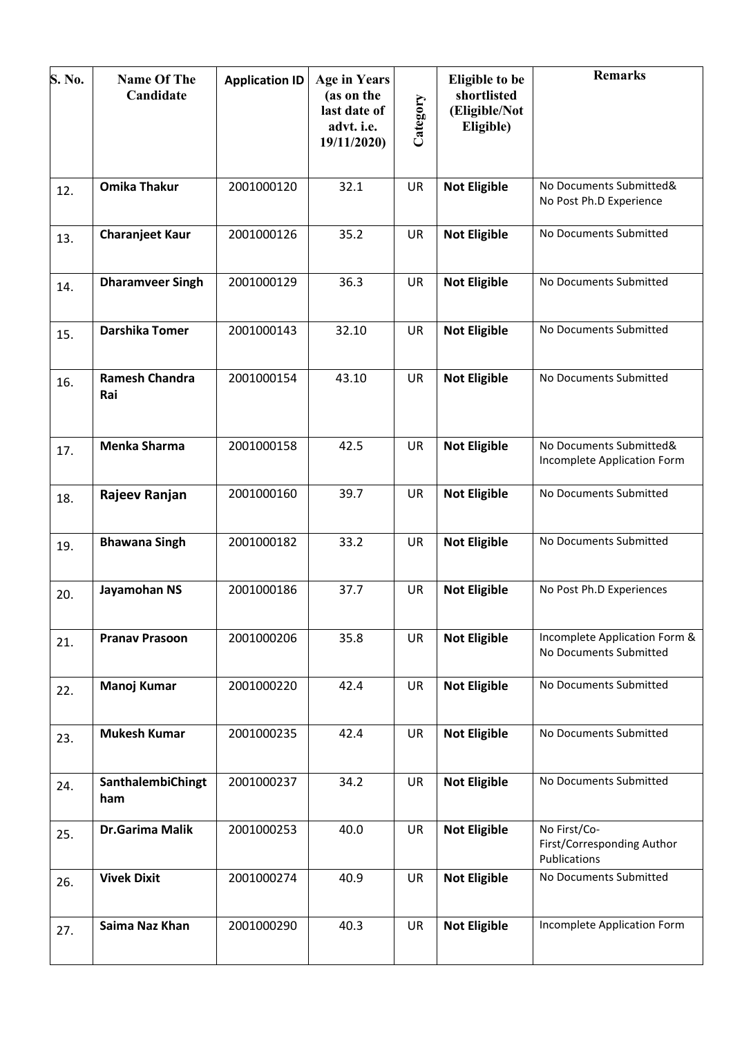| S. No. | Name Of The Candidate | Application ID | Age in Years (as on the last date of advt. i.e. 19/11/2020) | Category | Eligible to be shortlisted (Eligible/Not Eligible) | Remarks |
|---|---|---|---|---|---|---|
| 12. | **Omika Thakur** | 2001000120 | 32.1 | UR | **Not Eligible** | No Documents Submitted& No Post Ph.D Experience |
| 13. | **Charanjeet Kaur** | 2001000126 | 35.2 | UR | **Not Eligible** | No Documents Submitted |
| 14. | **Dharamveer Singh** | 2001000129 | 36.3 | UR | **Not Eligible** | No Documents Submitted |
| 15. | **Darshika Tomer** | 2001000143 | 32.10 | UR | **Not Eligible** | No Documents Submitted |
| 16. | **Ramesh Chandra Rai** | 2001000154 | 43.10 | UR | **Not Eligible** | No Documents Submitted |
| 17. | **Menka Sharma** | 2001000158 | 42.5 | UR | **Not Eligible** | No Documents Submitted& Incomplete Application Form |
| 18. | **Rajeev Ranjan** | 2001000160 | 39.7 | UR | **Not Eligible** | No Documents Submitted |
| 19. | **Bhawana Singh** | 2001000182 | 33.2 | UR | **Not Eligible** | No Documents Submitted |
| 20. | **Jayamohan NS** | 2001000186 | 37.7 | UR | **Not Eligible** | No Post Ph.D Experiences |
| 21. | **Pranav Prasoon** | 2001000206 | 35.8 | UR | **Not Eligible** | Incomplete Application Form & No Documents Submitted |
| 22. | **Manoj Kumar** | 2001000220 | 42.4 | UR | **Not Eligible** | No Documents Submitted |
| 23. | **Mukesh Kumar** | 2001000235 | 42.4 | UR | **Not Eligible** | No Documents Submitted |
| 24. | **SanthalembiChingtham** | 2001000237 | 34.2 | UR | **Not Eligible** | No Documents Submitted |
| 25. | **Dr.Garima Malik** | 2001000253 | 40.0 | UR | **Not Eligible** | No First/Co-First/Corresponding Author Publications |
| 26. | **Vivek Dixit** | 2001000274 | 40.9 | UR | **Not Eligible** | No Documents Submitted |
| 27. | **Saima Naz Khan** | 2001000290 | 40.3 | UR | **Not Eligible** | Incomplete Application Form |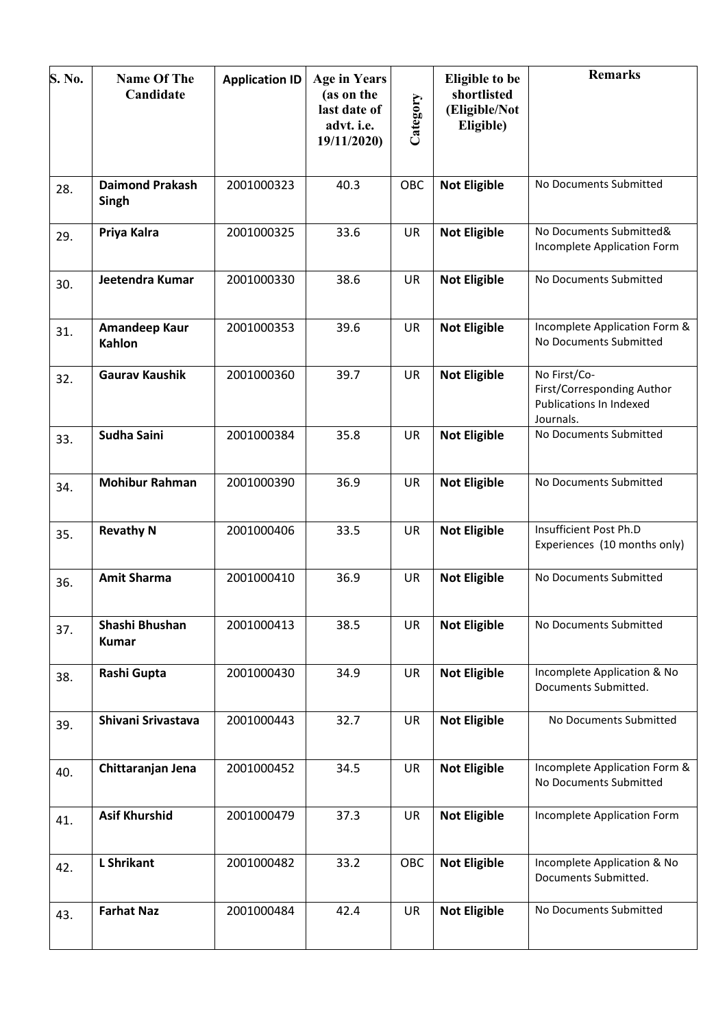| S. No. | Name Of The Candidate | Application ID | Age in Years (as on the last date of advt. i.e. 19/11/2020) | Category | Eligible to be shortlisted (Eligible/Not Eligible) | Remarks |
|---|---|---|---|---|---|---|
| 28. | **Daimond Prakash Singh** | 2001000323 | 40.3 | OBC | **Not Eligible** | No Documents Submitted |
| 29. | **Priya Kalra** | 2001000325 | 33.6 | UR | **Not Eligible** | No Documents Submitted& Incomplete Application Form |
| 30. | **Jeetendra Kumar** | 2001000330 | 38.6 | UR | **Not Eligible** | No Documents Submitted |
| 31. | **Amandeep Kaur Kahlon** | 2001000353 | 39.6 | UR | **Not Eligible** | Incomplete Application Form & No Documents Submitted |
| 32. | **Gaurav Kaushik** | 2001000360 | 39.7 | UR | **Not Eligible** | No First/Co-First/Corresponding Author Publications In Indexed Journals. |
| 33. | **Sudha Saini** | 2001000384 | 35.8 | UR | **Not Eligible** | No Documents Submitted |
| 34. | **Mohibur Rahman** | 2001000390 | 36.9 | UR | **Not Eligible** | No Documents Submitted |
| 35. | **Revathy N** | 2001000406 | 33.5 | UR | **Not Eligible** | Insufficient Post Ph.D Experiences (10 months only) |
| 36. | **Amit Sharma** | 2001000410 | 36.9 | UR | **Not Eligible** | No Documents Submitted |
| 37. | **Shashi Bhushan Kumar** | 2001000413 | 38.5 | UR | **Not Eligible** | No Documents Submitted |
| 38. | **Rashi Gupta** | 2001000430 | 34.9 | UR | **Not Eligible** | Incomplete Application & No Documents Submitted. |
| 39. | **Shivani Srivastava** | 2001000443 | 32.7 | UR | **Not Eligible** | No Documents Submitted |
| 40. | **Chittaranjan Jena** | 2001000452 | 34.5 | UR | **Not Eligible** | Incomplete Application Form & No Documents Submitted |
| 41. | **Asif Khurshid** | 2001000479 | 37.3 | UR | **Not Eligible** | Incomplete Application Form |
| 42. | **L Shrikant** | 2001000482 | 33.2 | OBC | **Not Eligible** | Incomplete Application & No Documents Submitted. |
| 43. | **Farhat Naz** | 2001000484 | 42.4 | UR | **Not Eligible** | No Documents Submitted |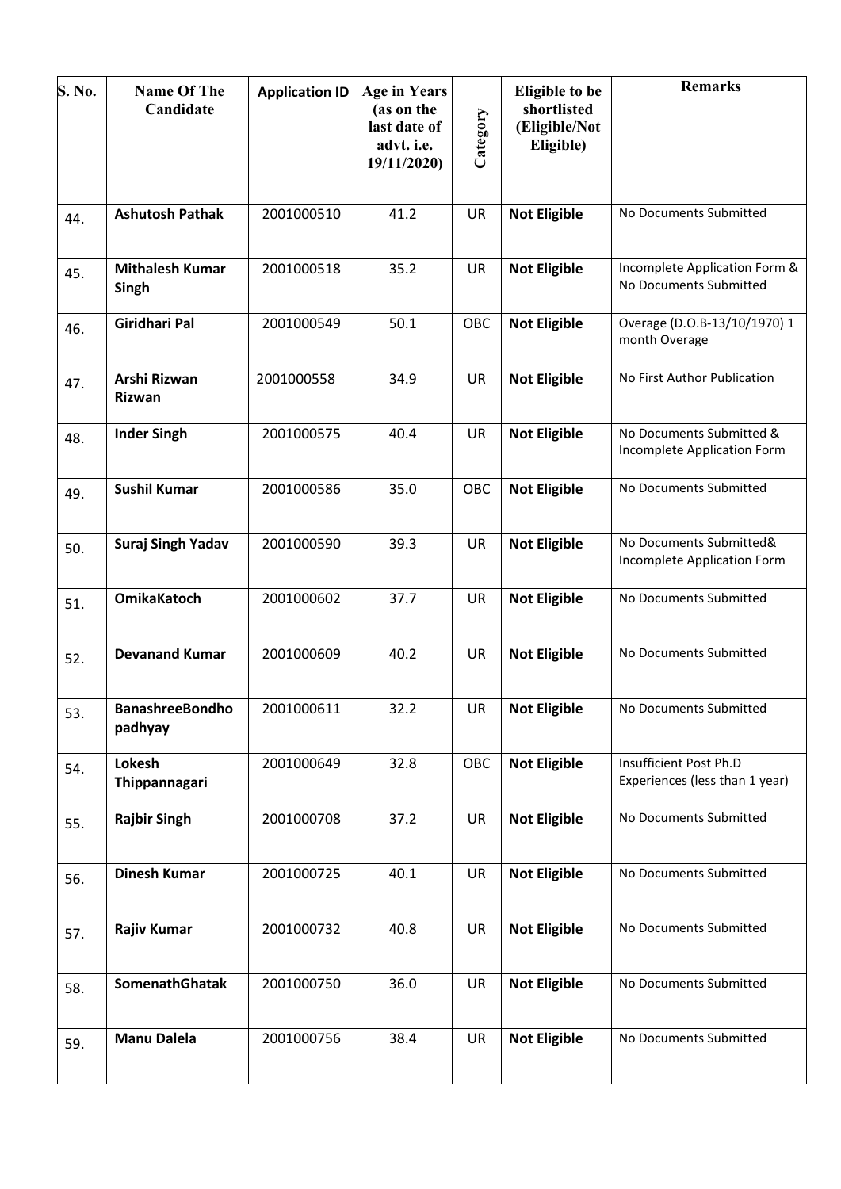| S. No. | Name Of The Candidate | Application ID | Age in Years (as on the last date of advt. i.e. 19/11/2020) | Category | Eligible to be shortlisted (Eligible/Not Eligible) | Remarks |
|---|---|---|---|---|---|---|
| 44. | **Ashutosh Pathak** | 2001000510 | 41.2 | UR | **Not Eligible** | No Documents Submitted |
| 45. | **Mithalesh Kumar Singh** | 2001000518 | 35.2 | UR | **Not Eligible** | Incomplete Application Form & No Documents Submitted |
| 46. | **Giridhari Pal** | 2001000549 | 50.1 | OBC | **Not Eligible** | Overage (D.O.B-13/10/1970) 1 month Overage |
| 47. | **Arshi Rizwan Rizwan** | 2001000558 | 34.9 | UR | **Not Eligible** | No First Author Publication |
| 48. | **Inder Singh** | 2001000575 | 40.4 | UR | **Not Eligible** | No Documents Submitted & Incomplete Application Form |
| 49. | **Sushil Kumar** | 2001000586 | 35.0 | OBC | **Not Eligible** | No Documents Submitted |
| 50. | **Suraj Singh Yadav** | 2001000590 | 39.3 | UR | **Not Eligible** | No Documents Submitted& Incomplete Application Form |
| 51. | **OmikaKatoch** | 2001000602 | 37.7 | UR | **Not Eligible** | No Documents Submitted |
| 52. | **Devanand Kumar** | 2001000609 | 40.2 | UR | **Not Eligible** | No Documents Submitted |
| 53. | **BanashreeBondhopadhyay** | 2001000611 | 32.2 | UR | **Not Eligible** | No Documents Submitted |
| 54. | **Lokesh Thippannagari** | 2001000649 | 32.8 | OBC | **Not Eligible** | Insufficient Post Ph.D Experiences (less than 1 year) |
| 55. | **Rajbir Singh** | 2001000708 | 37.2 | UR | **Not Eligible** | No Documents Submitted |
| 56. | **Dinesh Kumar** | 2001000725 | 40.1 | UR | **Not Eligible** | No Documents Submitted |
| 57. | **Rajiv Kumar** | 2001000732 | 40.8 | UR | **Not Eligible** | No Documents Submitted |
| 58. | **SomenathGhatak** | 2001000750 | 36.0 | UR | **Not Eligible** | No Documents Submitted |
| 59. | **Manu Dalela** | 2001000756 | 38.4 | UR | **Not Eligible** | No Documents Submitted |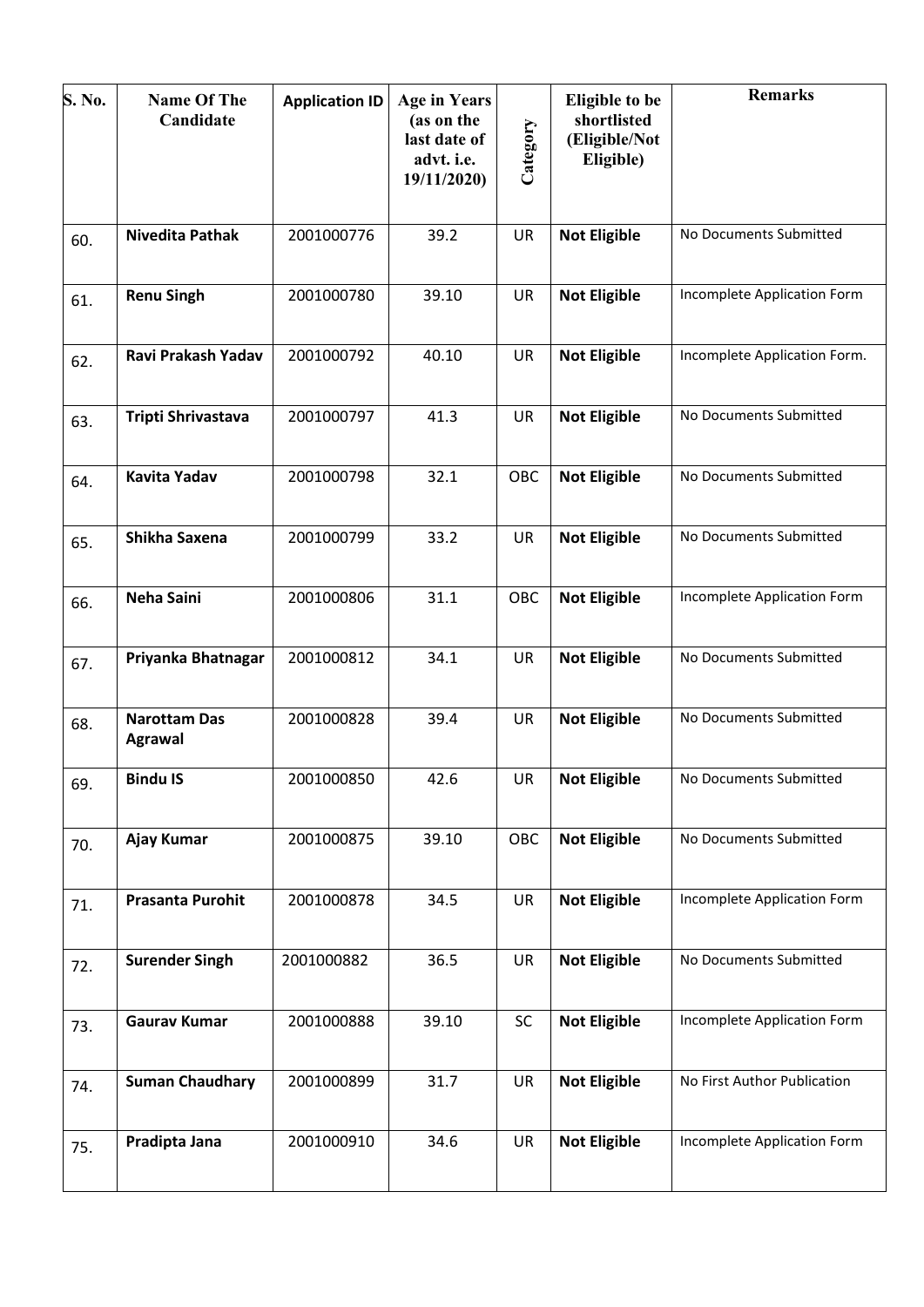| S. No. | Name Of The Candidate | Application ID | Age in Years (as on the last date of advt. i.e. 19/11/2020) | Category | Eligible to be shortlisted (Eligible/Not Eligible) | Remarks |
|---|---|---|---|---|---|---|
| 60. | **Nivedita Pathak** | 2001000776 | 39.2 | UR | **Not Eligible** | No Documents Submitted |
| 61. | **Renu Singh** | 2001000780 | 39.10 | UR | **Not Eligible** | Incomplete Application Form |
| 62. | **Ravi Prakash Yadav** | 2001000792 | 40.10 | UR | **Not Eligible** | Incomplete Application Form. |
| 63. | **Tripti Shrivastava** | 2001000797 | 41.3 | UR | **Not Eligible** | No Documents Submitted |
| 64. | **Kavita Yadav** | 2001000798 | 32.1 | OBC | **Not Eligible** | No Documents Submitted |
| 65. | **Shikha Saxena** | 2001000799 | 33.2 | UR | **Not Eligible** | No Documents Submitted |
| 66. | **Neha Saini** | 2001000806 | 31.1 | OBC | **Not Eligible** | Incomplete Application Form |
| 67. | **Priyanka Bhatnagar** | 2001000812 | 34.1 | UR | **Not Eligible** | No Documents Submitted |
| 68. | **Narottam Das Agrawal** | 2001000828 | 39.4 | UR | **Not Eligible** | No Documents Submitted |
| 69. | **Bindu IS** | 2001000850 | 42.6 | UR | **Not Eligible** | No Documents Submitted |
| 70. | **Ajay Kumar** | 2001000875 | 39.10 | OBC | **Not Eligible** | No Documents Submitted |
| 71. | **Prasanta Purohit** | 2001000878 | 34.5 | UR | **Not Eligible** | Incomplete Application Form |
| 72. | **Surender Singh** | 2001000882 | 36.5 | UR | **Not Eligible** | No Documents Submitted |
| 73. | **Gaurav Kumar** | 2001000888 | 39.10 | SC | **Not Eligible** | Incomplete Application Form |
| 74. | **Suman Chaudhary** | 2001000899 | 31.7 | UR | **Not Eligible** | No First Author Publication |
| 75. | **Pradipta Jana** | 2001000910 | 34.6 | UR | **Not Eligible** | Incomplete Application Form |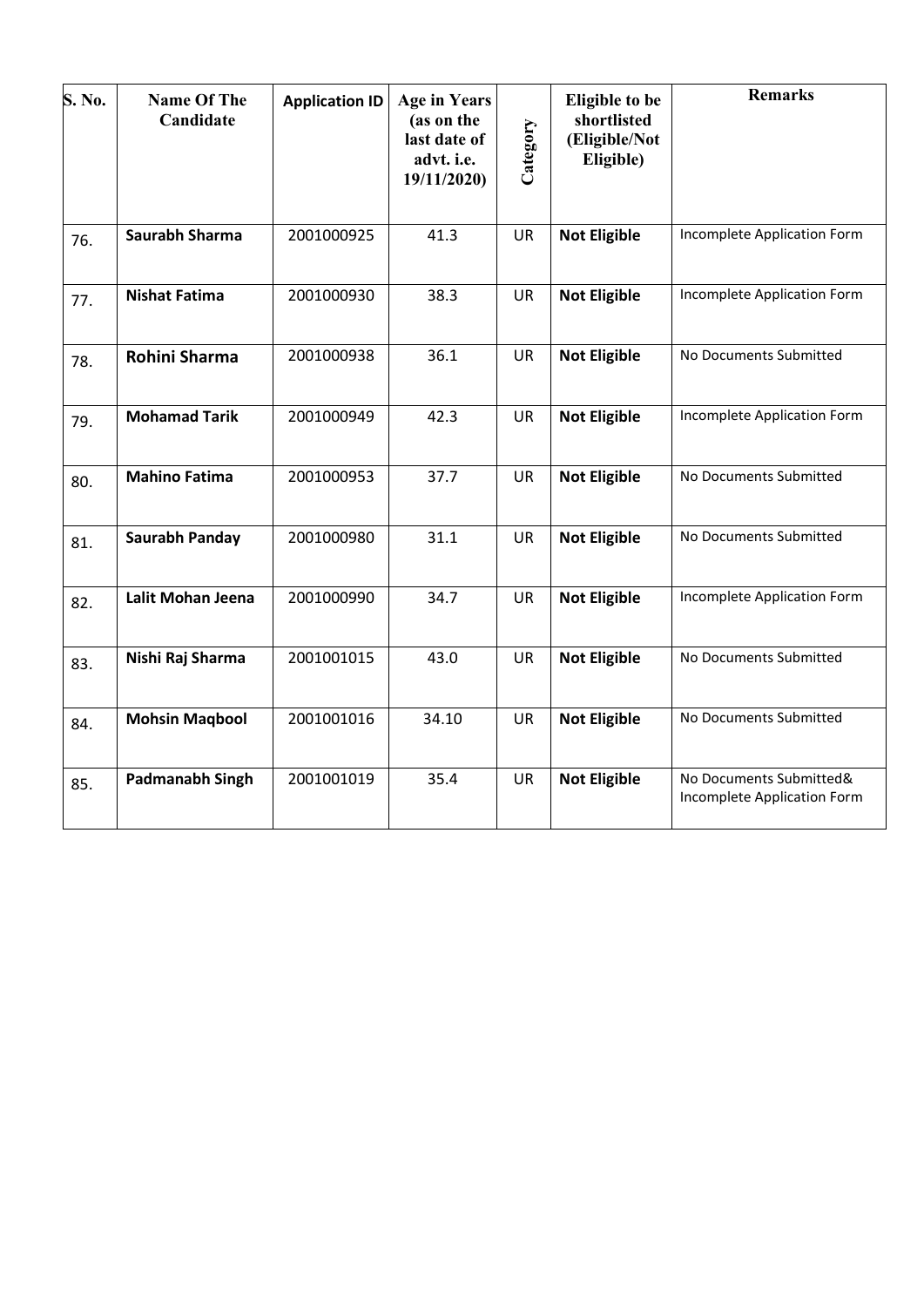| S. No. | Name Of The Candidate | Application ID | Age in Years (as on the last date of advt. i.e. 19/11/2020) | Category | Eligible to be shortlisted (Eligible/Not Eligible) | Remarks |
|---|---|---|---|---|---|---|
| 76. | **Saurabh Sharma** | 2001000925 | 41.3 | UR | **Not Eligible** | Incomplete Application Form |
| 77. | **Nishat Fatima** | 2001000930 | 38.3 | UR | **Not Eligible** | Incomplete Application Form |
| 78. | **Rohini Sharma** | 2001000938 | 36.1 | UR | **Not Eligible** | No Documents Submitted |
| 79. | **Mohamad Tarik** | 2001000949 | 42.3 | UR | **Not Eligible** | Incomplete Application Form |
| 80. | **Mahino Fatima** | 2001000953 | 37.7 | UR | **Not Eligible** | No Documents Submitted |
| 81. | **Saurabh Panday** | 2001000980 | 31.1 | UR | **Not Eligible** | No Documents Submitted |
| 82. | **Lalit Mohan Jeena** | 2001000990 | 34.7 | UR | **Not Eligible** | Incomplete Application Form |
| 83. | **Nishi Raj Sharma** | 2001001015 | 43.0 | UR | **Not Eligible** | No Documents Submitted |
| 84. | **Mohsin Maqbool** | 2001001016 | 34.10 | UR | **Not Eligible** | No Documents Submitted |
| 85. | **Padmanabh Singh** | 2001001019 | 35.4 | UR | **Not Eligible** | No Documents Submitted& Incomplete Application Form |